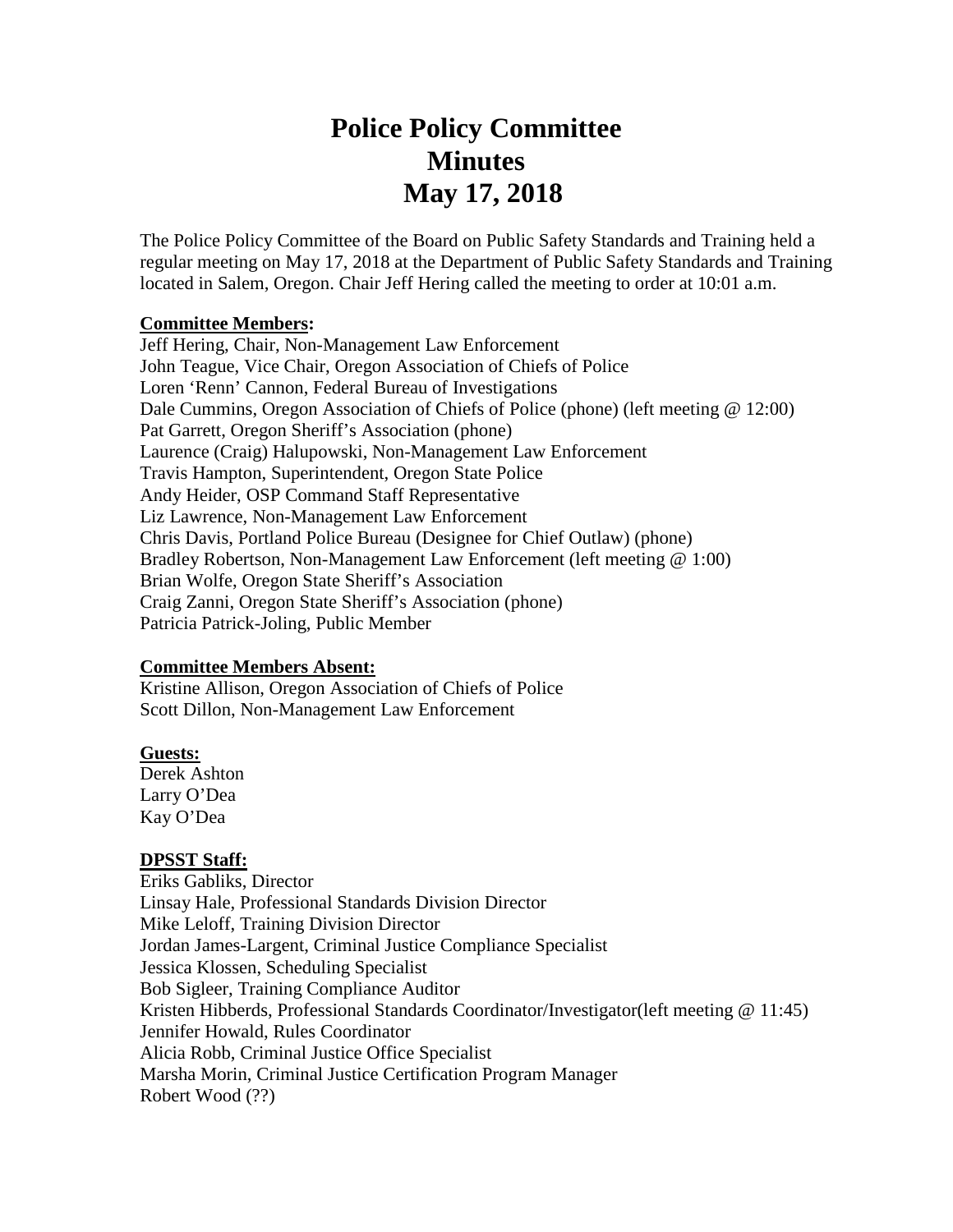# Police Policy Committee
# Minutes
# May 17, 2018

The Police Policy Committee of the Board on Public Safety Standards and Training held a regular meeting on May 17, 2018 at the Department of Public Safety Standards and Training located in Salem, Oregon. Chair Jeff Hering called the meeting to order at 10:01 a.m.

**Committee Members:**

Jeff Hering, Chair, Non-Management Law Enforcement
John Teague, Vice Chair, Oregon Association of Chiefs of Police
Loren 'Renn' Cannon, Federal Bureau of Investigations
Dale Cummins, Oregon Association of Chiefs of Police (phone) (left meeting @ 12:00)
Pat Garrett, Oregon Sheriff's Association (phone)
Laurence (Craig) Halupowski, Non-Management Law Enforcement
Travis Hampton, Superintendent, Oregon State Police
Andy Heider, OSP Command Staff Representative
Liz Lawrence, Non-Management Law Enforcement
Chris Davis, Portland Police Bureau (Designee for Chief Outlaw) (phone)
Bradley Robertson, Non-Management Law Enforcement (left meeting @ 1:00)
Brian Wolfe, Oregon State Sheriff's Association
Craig Zanni, Oregon State Sheriff's Association (phone)
Patricia Patrick-Joling, Public Member

**Committee Members Absent:**

Kristine Allison, Oregon Association of Chiefs of Police
Scott Dillon, Non-Management Law Enforcement

**Guests:**

Derek Ashton
Larry O'Dea
Kay O'Dea

**DPSST Staff:**

Eriks Gabliks, Director
Linsay Hale, Professional Standards Division Director
Mike Leloff, Training Division Director
Jordan James-Largent, Criminal Justice Compliance Specialist
Jessica Klossen, Scheduling Specialist
Bob Sigleer, Training Compliance Auditor
Kristen Hibberds, Professional Standards Coordinator/Investigator(left meeting @ 11:45)
Jennifer Howald, Rules Coordinator
Alicia Robb, Criminal Justice Office Specialist
Marsha Morin, Criminal Justice Certification Program Manager
Robert Wood (??)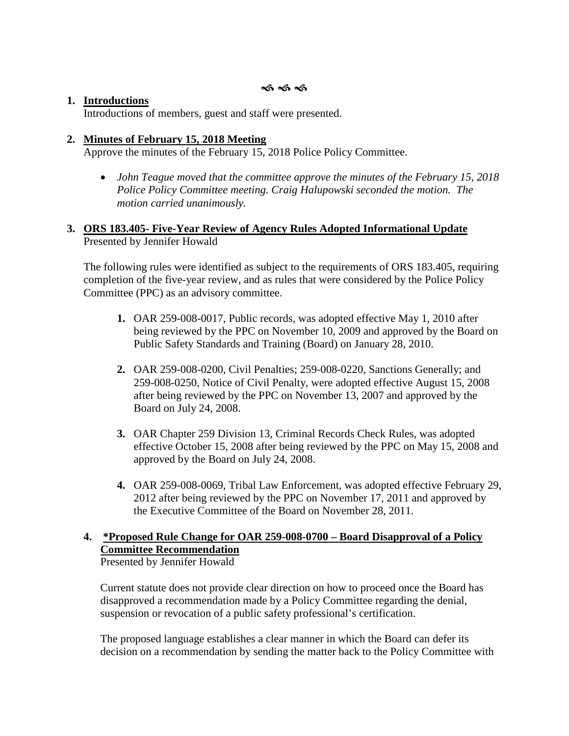ॐ ॐ ॐ

1. **Introductions**

   Introductions of members, guest and staff were presented.

2. **Minutes of February 15, 2018 Meeting**

   Approve the minutes of the February 15, 2018 Police Policy Committee.

   - *John Teague moved that the committee approve the minutes of the February 15, 2018 Police Policy Committee meeting. Craig Halupowski seconded the motion. The motion carried unanimously.*

3. **ORS 183.405- Five-Year Review of Agency Rules Adopted Informational Update**

   Presented by Jennifer Howald

   The following rules were identified as subject to the requirements of ORS 183.405, requiring completion of the five-year review, and as rules that were considered by the Police Policy Committee (PPC) as an advisory committee.

   1. OAR 259-008-0017, Public records, was adopted effective May 1, 2010 after being reviewed by the PPC on November 10, 2009 and approved by the Board on Public Safety Standards and Training (Board) on January 28, 2010.

   2. OAR 259-008-0200, Civil Penalties; 259-008-0220, Sanctions Generally; and 259-008-0250, Notice of Civil Penalty, were adopted effective August 15, 2008 after being reviewed by the PPC on November 13, 2007 and approved by the Board on July 24, 2008.

   3. OAR Chapter 259 Division 13, Criminal Records Check Rules, was adopted effective October 15, 2008 after being reviewed by the PPC on May 15, 2008 and approved by the Board on July 24, 2008.

   4. OAR 259-008-0069, Tribal Law Enforcement, was adopted effective February 29, 2012 after being reviewed by the PPC on November 17, 2011 and approved by the Executive Committee of the Board on November 28, 2011.

4. **\*Proposed Rule Change for OAR 259-008-0700 – Board Disapproval of a Policy Committee Recommendation**

   Presented by Jennifer Howald

   Current statute does not provide clear direction on how to proceed once the Board has disapproved a recommendation made by a Policy Committee regarding the denial, suspension or revocation of a public safety professional's certification.

   The proposed language establishes a clear manner in which the Board can defer its decision on a recommendation by sending the matter back to the Policy Committee with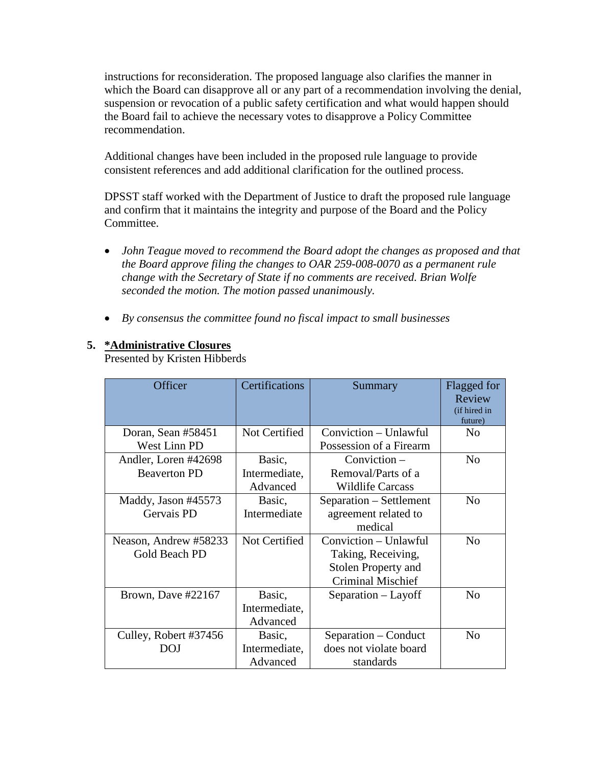instructions for reconsideration. The proposed language also clarifies the manner in which the Board can disapprove all or any part of a recommendation involving the denial, suspension or revocation of a public safety certification and what would happen should the Board fail to achieve the necessary votes to disapprove a Policy Committee recommendation.

Additional changes have been included in the proposed rule language to provide consistent references and add additional clarification for the outlined process.

DPSST staff worked with the Department of Justice to draft the proposed rule language and confirm that it maintains the integrity and purpose of the Board and the Policy Committee.

- *John Teague moved to recommend the Board adopt the changes as proposed and that the Board approve filing the changes to OAR 259-008-0070 as a permanent rule change with the Secretary of State if no comments are received. Brian Wolfe seconded the motion. The motion passed unanimously.*
- *By consensus the committee found no fiscal impact to small businesses*

5. **<u>*Administrative Closures</u>**
   Presented by Kristen Hibberds

| Officer | Certifications | Summary | Flagged for Review (if hired in future) |
|---|---|---|---|
| Doran, Sean #58451 West Linn PD | Not Certified | Conviction – Unlawful Possession of a Firearm | No |
| Andler, Loren #42698 Beaverton PD | Basic, Intermediate, Advanced | Conviction – Removal/Parts of a Wildlife Carcass | No |
| Maddy, Jason #45573 Gervais PD | Basic, Intermediate | Separation – Settlement agreement related to medical | No |
| Neason, Andrew #58233 Gold Beach PD | Not Certified | Conviction – Unlawful Taking, Receiving, Stolen Property and Criminal Mischief | No |
| Brown, Dave #22167 | Basic, Intermediate, Advanced | Separation – Layoff | No |
| Culley, Robert #37456 DOJ | Basic, Intermediate, Advanced | Separation – Conduct does not violate board standards | No |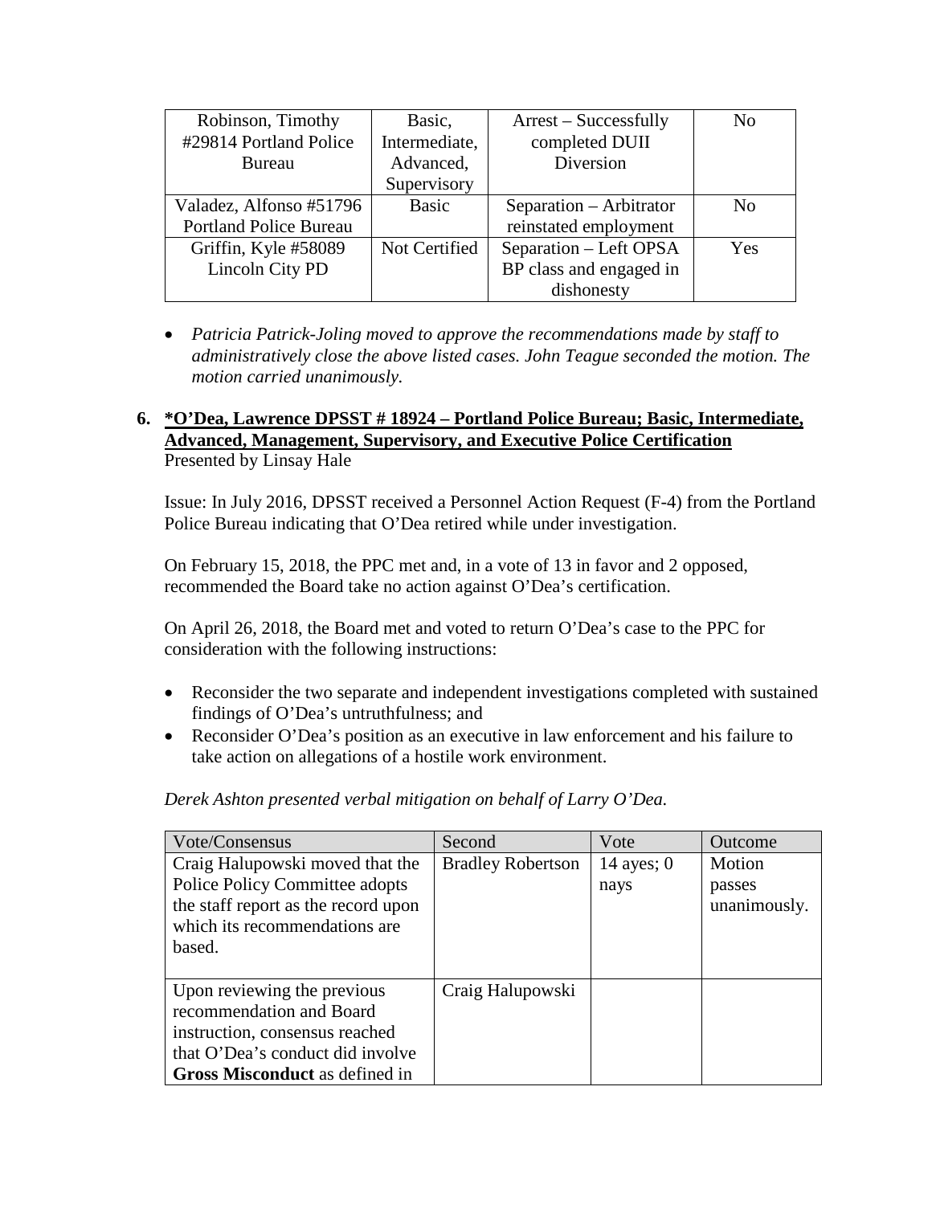| Robinson, Timothy #29814 Portland Police Bureau | Basic, Intermediate, Advanced, Supervisory | Arrest – Successfully completed DUII Diversion | No |
|---|---|---|---|
| Valadez, Alfonso #51796 Portland Police Bureau | Basic | Separation – Arbitrator reinstated employment | No |
| Griffin, Kyle #58089 Lincoln City PD | Not Certified | Separation – Left OPSA BP class and engaged in dishonesty | Yes |

- *Patricia Patrick-Joling moved to approve the recommendations made by staff to administratively close the above listed cases. John Teague seconded the motion. The motion carried unanimously.*

**6. <u>*O'Dea, Lawrence DPSST # 18924 – Portland Police Bureau; Basic, Intermediate, Advanced, Management, Supervisory, and Executive Police Certification</u>**
Presented by Linsay Hale

Issue: In July 2016, DPSST received a Personnel Action Request (F-4) from the Portland Police Bureau indicating that O'Dea retired while under investigation.

On February 15, 2018, the PPC met and, in a vote of 13 in favor and 2 opposed, recommended the Board take no action against O'Dea's certification.

On April 26, 2018, the Board met and voted to return O'Dea's case to the PPC for consideration with the following instructions:

- Reconsider the two separate and independent investigations completed with sustained findings of O'Dea's untruthfulness; and
- Reconsider O'Dea's position as an executive in law enforcement and his failure to take action on allegations of a hostile work environment.

*Derek Ashton presented verbal mitigation on behalf of Larry O'Dea.*

| Vote/Consensus | Second | Vote | Outcome |
|---|---|---|---|
| Craig Halupowski moved that the Police Policy Committee adopts the staff report as the record upon which its recommendations are based. | Bradley Robertson | 14 ayes; 0 nays | Motion passes unanimously. |
| Upon reviewing the previous recommendation and Board instruction, consensus reached that O'Dea's conduct did involve **Gross Misconduct** as defined in | Craig Halupowski | | |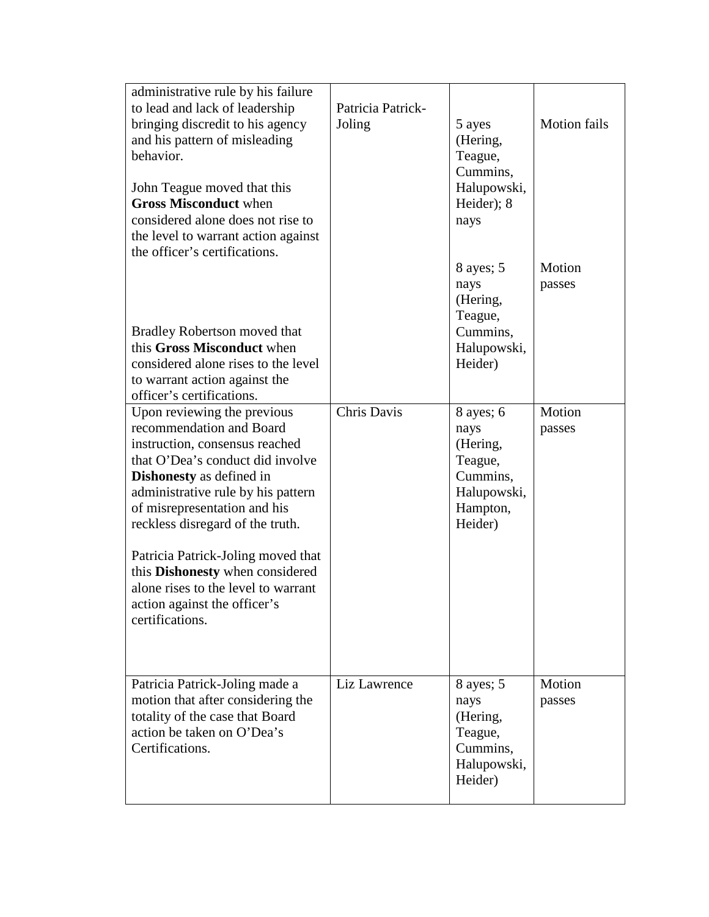| | | | |
|---|---|---|---|
| administrative rule by his failure to lead and lack of leadership bringing discredit to his agency and his pattern of misleading behavior.<br><br>John Teague moved that this **Gross Misconduct** when considered alone does not rise to the level to warrant action against the officer's certifications.<br><br>Bradley Robertson moved that this **Gross Misconduct** when considered alone rises to the level to warrant action against the officer's certifications. | Patricia Patrick-Joling | 5 ayes (Hering, Teague, Cummins, Halupowski, Heider); 8 nays<br><br>8 ayes; 5 nays (Hering, Teague, Cummins, Halupowski, Heider) | Motion fails<br><br>Motion passes |
| Upon reviewing the previous recommendation and Board instruction, consensus reached that O'Dea's conduct did involve **Dishonesty** as defined in administrative rule by his pattern of misrepresentation and his reckless disregard of the truth.<br><br>Patricia Patrick-Joling moved that this **Dishonesty** when considered alone rises to the level to warrant action against the officer's certifications. | Chris Davis | 8 ayes; 6 nays (Hering, Teague, Cummins, Halupowski, Hampton, Heider) | Motion passes |
| Patricia Patrick-Joling made a motion that after considering the totality of the case that Board action be taken on O'Dea's Certifications. | Liz Lawrence | 8 ayes; 5 nays (Hering, Teague, Cummins, Halupowski, Heider) | Motion passes |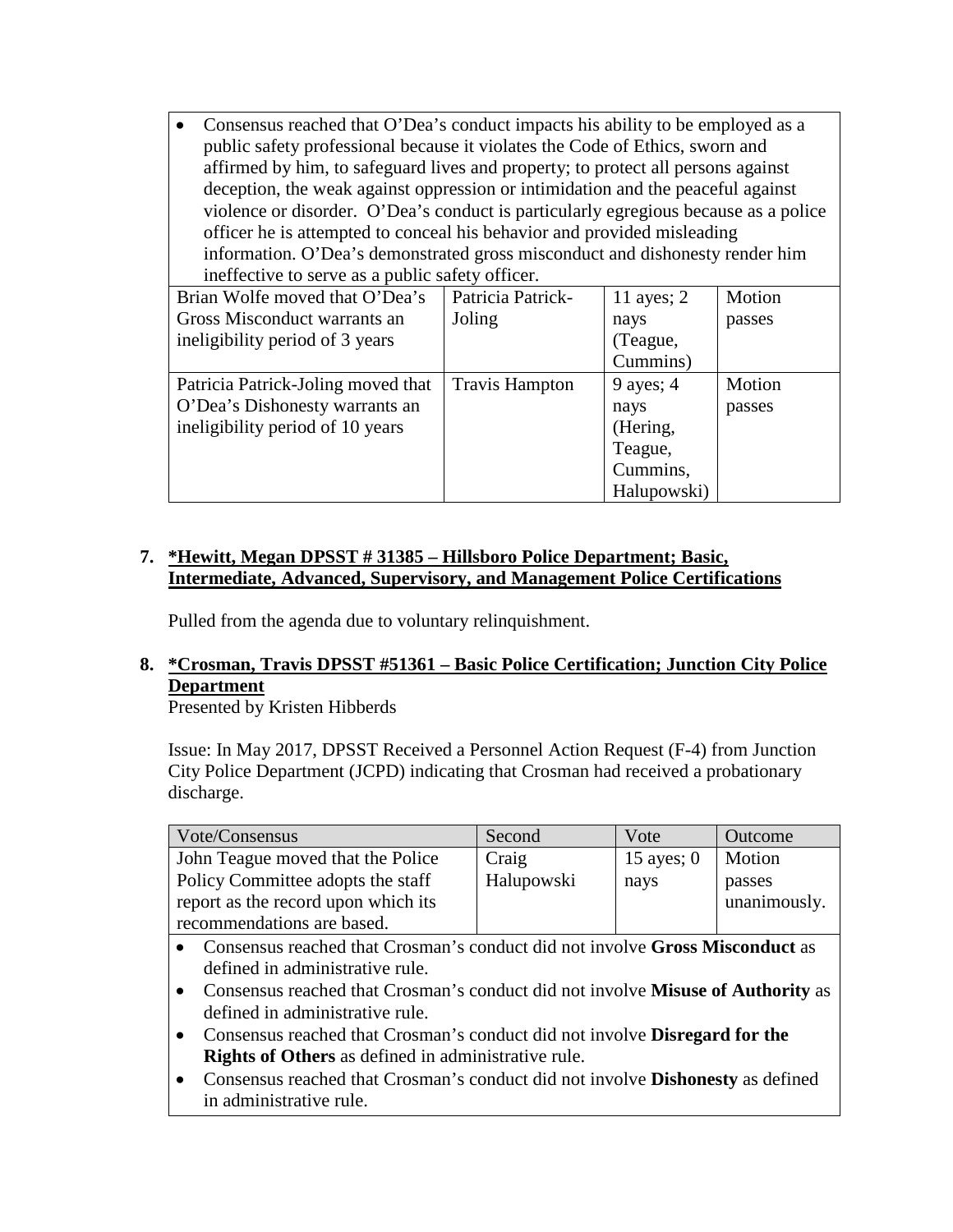- Consensus reached that O'Dea's conduct impacts his ability to be employed as a public safety professional because it violates the Code of Ethics, sworn and affirmed by him, to safeguard lives and property; to protect all persons against deception, the weak against oppression or intimidation and the peaceful against violence or disorder. O'Dea's conduct is particularly egregious because as a police officer he is attempted to conceal his behavior and provided misleading information. O'Dea's demonstrated gross misconduct and dishonesty render him ineffective to serve as a public safety officer.

| | | | |
|---|---|---|---|
| Brian Wolfe moved that O'Dea's Gross Misconduct warrants an ineligibility period of 3 years | Patricia Patrick-Joling | 11 ayes; 2 nays (Teague, Cummins) | Motion passes |
| Patricia Patrick-Joling moved that O'Dea's Dishonesty warrants an ineligibility period of 10 years | Travis Hampton | 9 ayes; 4 nays (Hering, Teague, Cummins, Halupowski) | Motion passes |

**7. *Hewitt, Megan DPSST # 31385 – Hillsboro Police Department; Basic, Intermediate, Advanced, Supervisory, and Management Police Certifications**

Pulled from the agenda due to voluntary relinquishment.

**8. *Crosman, Travis DPSST #51361 – Basic Police Certification; Junction City Police Department**

Presented by Kristen Hibberds

Issue: In May 2017, DPSST Received a Personnel Action Request (F-4) from Junction City Police Department (JCPD) indicating that Crosman had received a probationary discharge.

| Vote/Consensus | Second | Vote | Outcome |
|---|---|---|---|
| John Teague moved that the Police Policy Committee adopts the staff report as the record upon which its recommendations are based. | Craig Halupowski | 15 ayes; 0 nays | Motion passes unanimously. |

- Consensus reached that Crosman's conduct did not involve **Gross Misconduct** as defined in administrative rule.
- Consensus reached that Crosman's conduct did not involve **Misuse of Authority** as defined in administrative rule.
- Consensus reached that Crosman's conduct did not involve **Disregard for the Rights of Others** as defined in administrative rule.
- Consensus reached that Crosman's conduct did not involve **Dishonesty** as defined in administrative rule.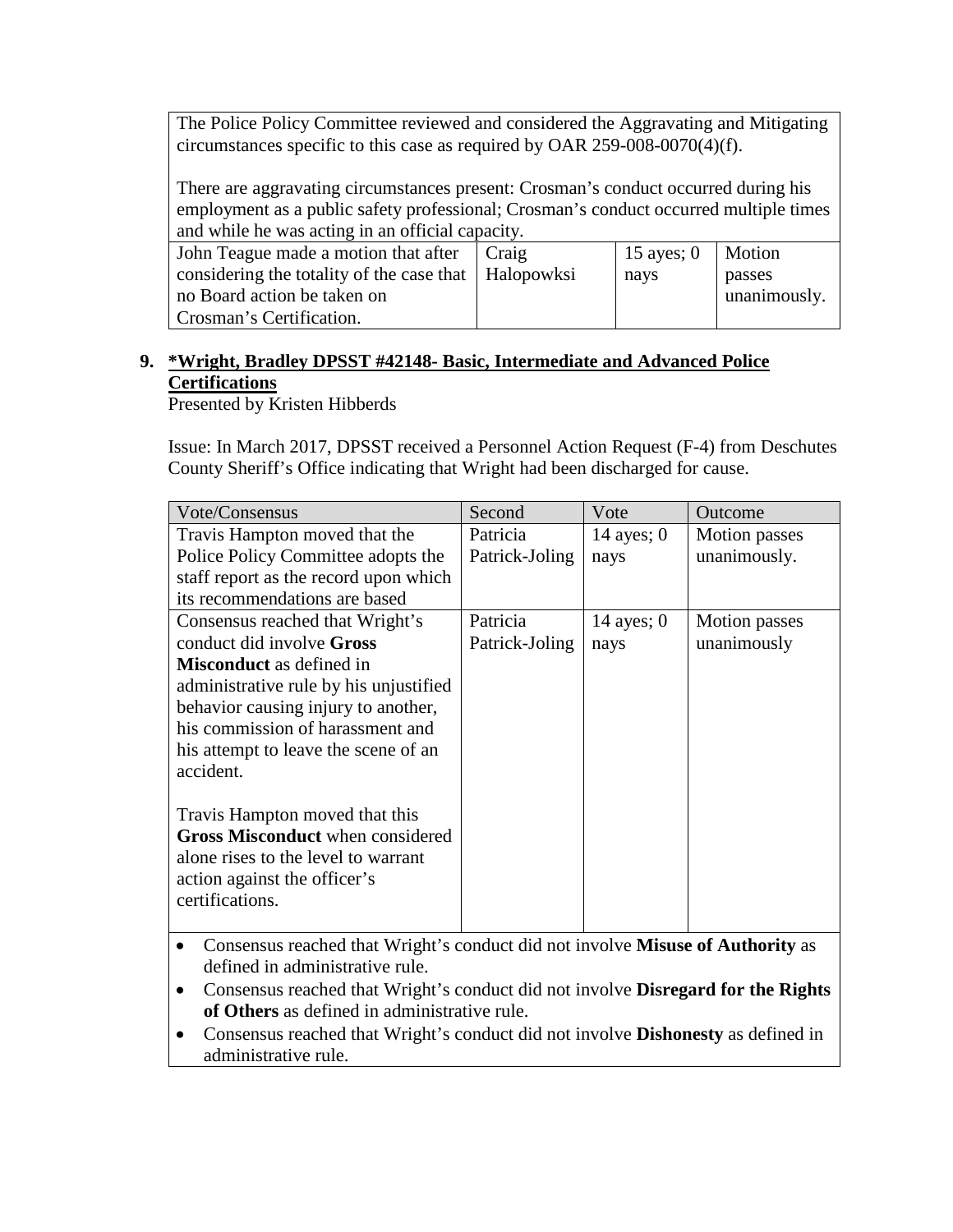| The Police Policy Committee reviewed and considered the Aggravating and Mitigating circumstances specific to this case as required by OAR 259-008-0070(4)(f).<br><br>There are aggravating circumstances present: Crosman's conduct occurred during his employment as a public safety professional; Crosman's conduct occurred multiple times and while he was acting in an official capacity. | | | |
|---|---|---|---|
| John Teague made a motion that after considering the totality of the case that no Board action be taken on Crosman's Certification. | Craig Halopowksi | 15 ayes; 0 nays | Motion passes unanimously. |

9. **\*Wright, Bradley DPSST #42148- Basic, Intermediate and Advanced Police Certifications**

Presented by Kristen Hibberds

Issue: In March 2017, DPSST received a Personnel Action Request (F-4) from Deschutes County Sheriff's Office indicating that Wright had been discharged for cause.

| Vote/Consensus | Second | Vote | Outcome |
|---|---|---|---|
| Travis Hampton moved that the Police Policy Committee adopts the staff report as the record upon which its recommendations are based | Patricia Patrick-Joling | 14 ayes; 0 nays | Motion passes unanimously. |
| Consensus reached that Wright's conduct did involve **Gross Misconduct** as defined in administrative rule by his unjustified behavior causing injury to another, his commission of harassment and his attempt to leave the scene of an accident.<br><br>Travis Hampton moved that this **Gross Misconduct** when considered alone rises to the level to warrant action against the officer's certifications. | Patricia Patrick-Joling | 14 ayes; 0 nays | Motion passes unanimously |
| • Consensus reached that Wright's conduct did not involve **Misuse of Authority** as defined in administrative rule.<br>• Consensus reached that Wright's conduct did not involve **Disregard for the Rights of Others** as defined in administrative rule.<br>• Consensus reached that Wright's conduct did not involve **Dishonesty** as defined in administrative rule. | | | |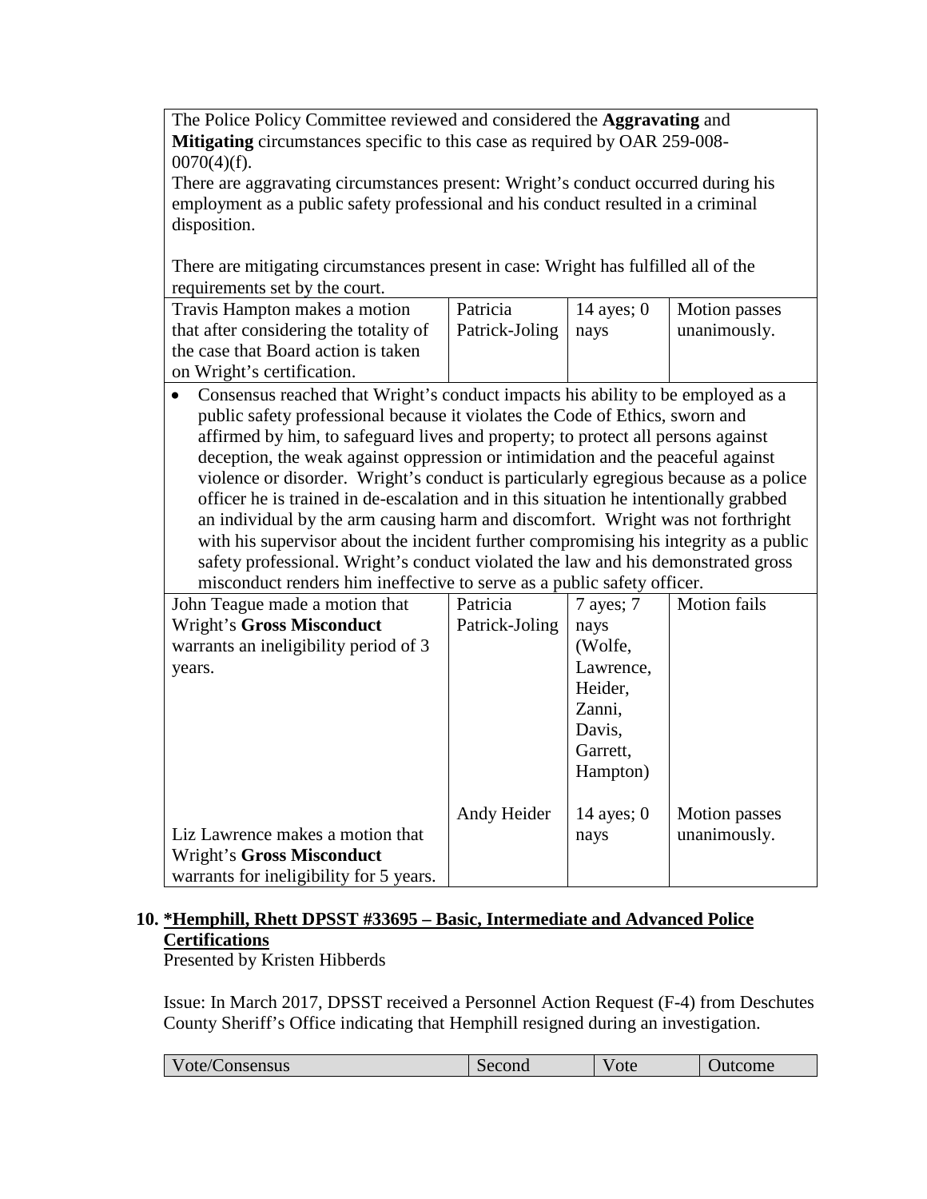| | | | |
|---|---|---|---|
| The Police Policy Committee reviewed and considered the **Aggravating** and **Mitigating** circumstances specific to this case as required by OAR 259-008-0070(4)(f).<br>There are aggravating circumstances present: Wright's conduct occurred during his employment as a public safety professional and his conduct resulted in a criminal disposition.<br><br>There are mitigating circumstances present in case: Wright has fulfilled all of the requirements set by the court. | | | |
| Travis Hampton makes a motion that after considering the totality of the case that Board action is taken on Wright's certification. | Patricia Patrick-Joling | 14 ayes; 0 nays | Motion passes unanimously. |
| • Consensus reached that Wright's conduct impacts his ability to be employed as a public safety professional because it violates the Code of Ethics, sworn and affirmed by him, to safeguard lives and property; to protect all persons against deception, the weak against oppression or intimidation and the peaceful against violence or disorder. Wright's conduct is particularly egregious because as a police officer he is trained in de-escalation and in this situation he intentionally grabbed an individual by the arm causing harm and discomfort. Wright was not forthright with his supervisor about the incident further compromising his integrity as a public safety professional. Wright's conduct violated the law and his demonstrated gross misconduct renders him ineffective to serve as a public safety officer. | | | |
| John Teague made a motion that Wright's **Gross Misconduct** warrants an ineligibility period of 3 years. | Patricia Patrick-Joling | 7 ayes; 7 nays (Wolfe, Lawrence, Heider, Zanni, Davis, Garrett, Hampton) | Motion fails |
| Liz Lawrence makes a motion that Wright's **Gross Misconduct** warrants for ineligibility for 5 years. | Andy Heider | 14 ayes; 0 nays | Motion passes unanimously. |

**10. *Hemphill, Rhett DPSST #33695 – Basic, Intermediate and Advanced Police Certifications**

Presented by Kristen Hibberds

Issue: In March 2017, DPSST received a Personnel Action Request (F-4) from Deschutes County Sheriff's Office indicating that Hemphill resigned during an investigation.

| Vote/Consensus | Second | Vote | Outcome |
|---|---|---|---|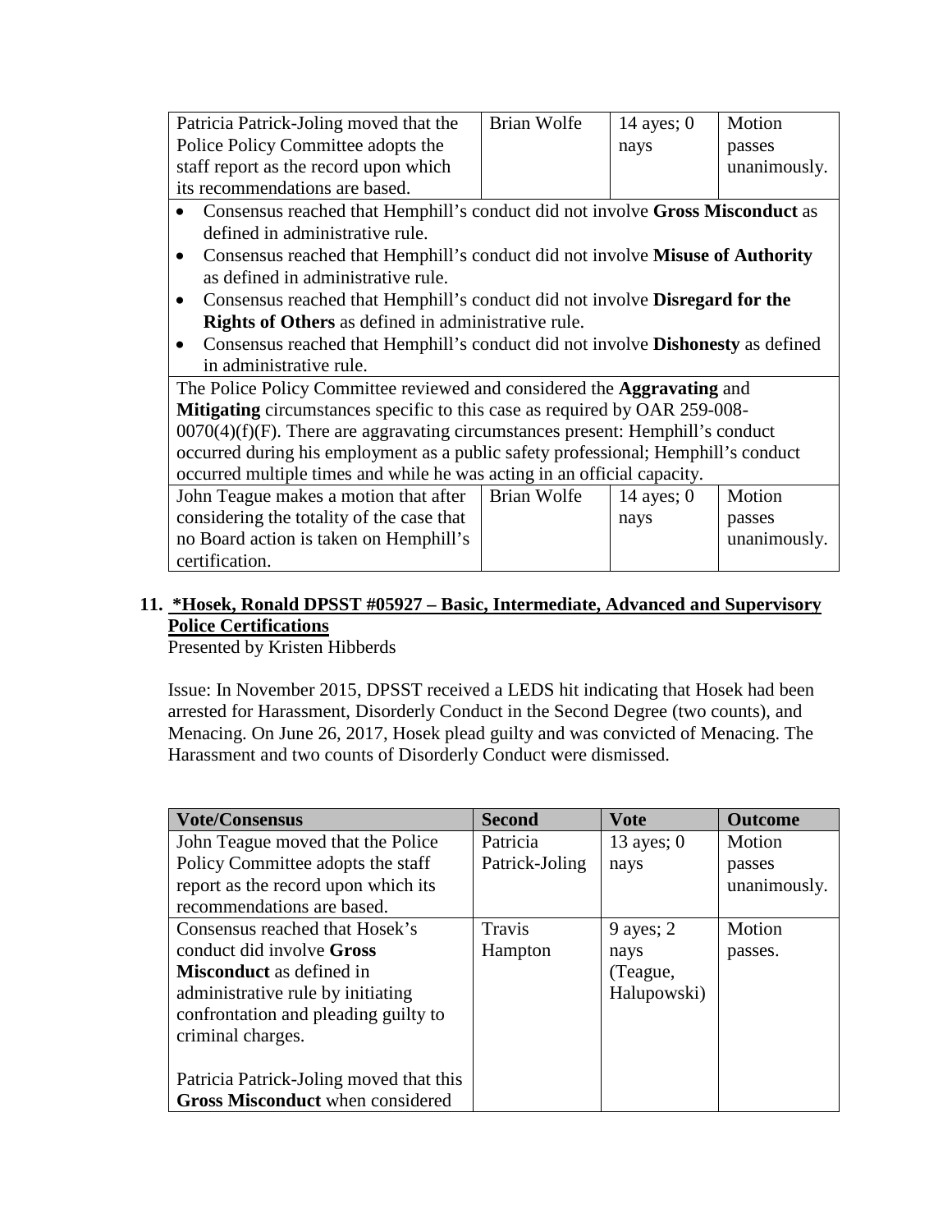| | | | |
|---|---|---|---|
| Patricia Patrick-Joling moved that the Police Policy Committee adopts the staff report as the record upon which its recommendations are based. | Brian Wolfe | 14 ayes; 0 nays | Motion passes unanimously. |

- Consensus reached that Hemphill's conduct did not involve **Gross Misconduct** as defined in administrative rule.
- Consensus reached that Hemphill's conduct did not involve **Misuse of Authority** as defined in administrative rule.
- Consensus reached that Hemphill's conduct did not involve **Disregard for the Rights of Others** as defined in administrative rule.
- Consensus reached that Hemphill's conduct did not involve **Dishonesty** as defined in administrative rule.

The Police Policy Committee reviewed and considered the **Aggravating** and **Mitigating** circumstances specific to this case as required by OAR 259-008-0070(4)(f)(F). There are aggravating circumstances present: Hemphill's conduct occurred during his employment as a public safety professional; Hemphill's conduct occurred multiple times and while he was acting in an official capacity.

| | | | |
|---|---|---|---|
| John Teague makes a motion that after considering the totality of the case that no Board action is taken on Hemphill's certification. | Brian Wolfe | 14 ayes; 0 nays | Motion passes unanimously. |

## 11. *Hosek, Ronald DPSST #05927 – Basic, Intermediate, Advanced and Supervisory Police Certifications

Presented by Kristen Hibberds

Issue: In November 2015, DPSST received a LEDS hit indicating that Hosek had been arrested for Harassment, Disorderly Conduct in the Second Degree (two counts), and Menacing. On June 26, 2017, Hosek plead guilty and was convicted of Menacing. The Harassment and two counts of Disorderly Conduct were dismissed.

| Vote/Consensus | Second | Vote | Outcome |
|---|---|---|---|
| John Teague moved that the Police Policy Committee adopts the staff report as the record upon which its recommendations are based. | Patricia Patrick-Joling | 13 ayes; 0 nays | Motion passes unanimously. |
| Consensus reached that Hosek's conduct did involve **Gross Misconduct** as defined in administrative rule by initiating confrontation and pleading guilty to criminal charges.<br><br>Patricia Patrick-Joling moved that this **Gross Misconduct** when considered | Travis Hampton | 9 ayes; 2 nays (Teague, Halupowski) | Motion passes. |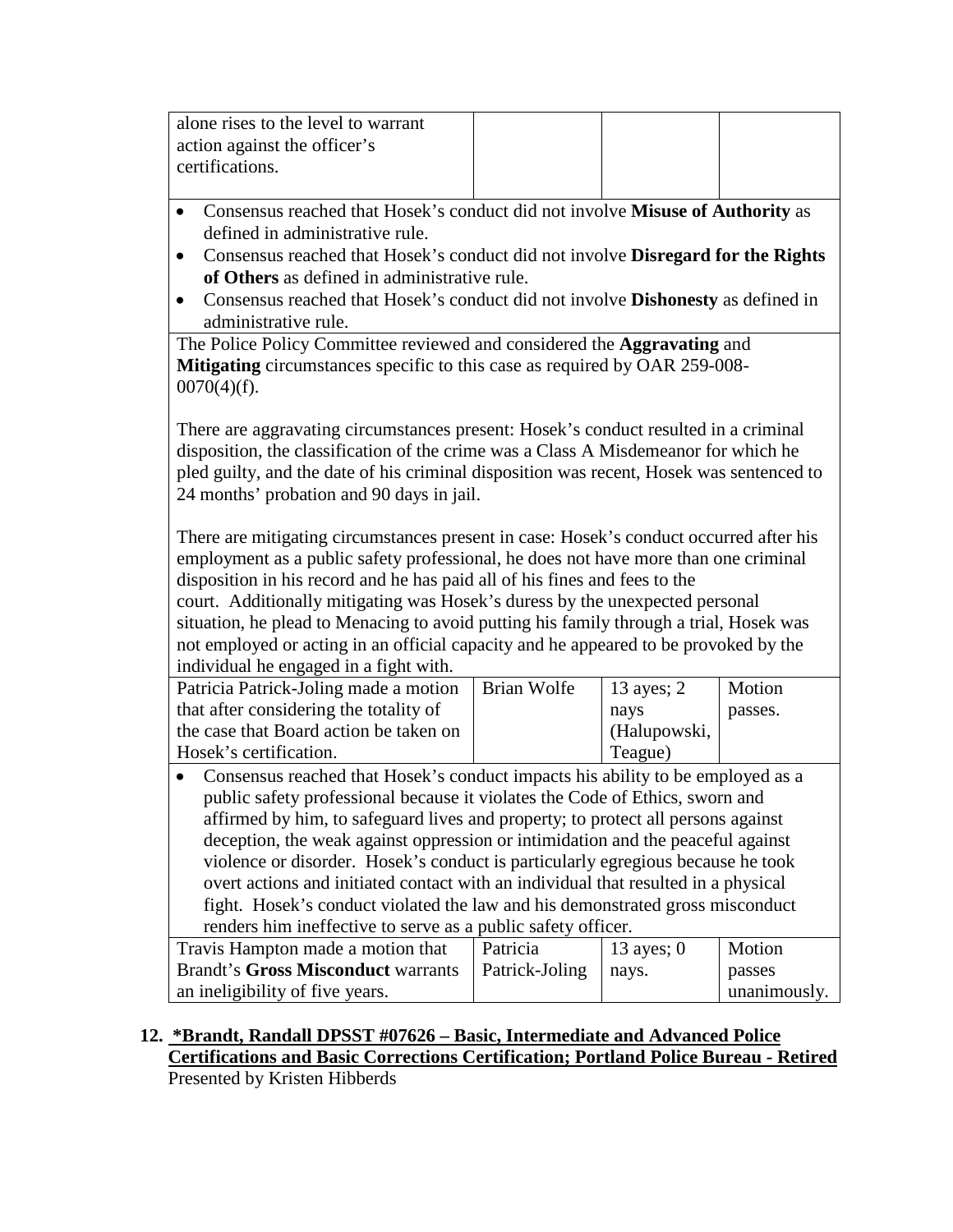| alone rises to the level to warrant action against the officer's certifications. | | | |
|---|---|---|---|

- Consensus reached that Hosek's conduct did not involve **Misuse of Authority** as defined in administrative rule.
- Consensus reached that Hosek's conduct did not involve **Disregard for the Rights of Others** as defined in administrative rule.
- Consensus reached that Hosek's conduct did not involve **Dishonesty** as defined in administrative rule.

The Police Policy Committee reviewed and considered the **Aggravating** and **Mitigating** circumstances specific to this case as required by OAR 259-008-0070(4)(f).

There are aggravating circumstances present: Hosek's conduct resulted in a criminal disposition, the classification of the crime was a Class A Misdemeanor for which he pled guilty, and the date of his criminal disposition was recent, Hosek was sentenced to 24 months' probation and 90 days in jail.

There are mitigating circumstances present in case: Hosek's conduct occurred after his employment as a public safety professional, he does not have more than one criminal disposition in his record and he has paid all of his fines and fees to the court. Additionally mitigating was Hosek's duress by the unexpected personal situation, he plead to Menacing to avoid putting his family through a trial, Hosek was not employed or acting in an official capacity and he appeared to be provoked by the individual he engaged in a fight with.

| Patricia Patrick-Joling made a motion that after considering the totality of the case that Board action be taken on Hosek's certification. | Brian Wolfe | 13 ayes; 2 nays (Halupowski, Teague) | Motion passes. |
|---|---|---|---|

- Consensus reached that Hosek's conduct impacts his ability to be employed as a public safety professional because it violates the Code of Ethics, sworn and affirmed by him, to safeguard lives and property; to protect all persons against deception, the weak against oppression or intimidation and the peaceful against violence or disorder. Hosek's conduct is particularly egregious because he took overt actions and initiated contact with an individual that resulted in a physical fight. Hosek's conduct violated the law and his demonstrated gross misconduct renders him ineffective to serve as a public safety officer.

| Travis Hampton made a motion that Brandt's **Gross Misconduct** warrants an ineligibility of five years. | Patricia Patrick-Joling | 13 ayes; 0 nays. | Motion passes unanimously. |
|---|---|---|---|

## 12. **\*Brandt, Randall DPSST #07626 – Basic, Intermediate and Advanced Police Certifications and Basic Corrections Certification; Portland Police Bureau - Retired**

Presented by Kristen Hibberds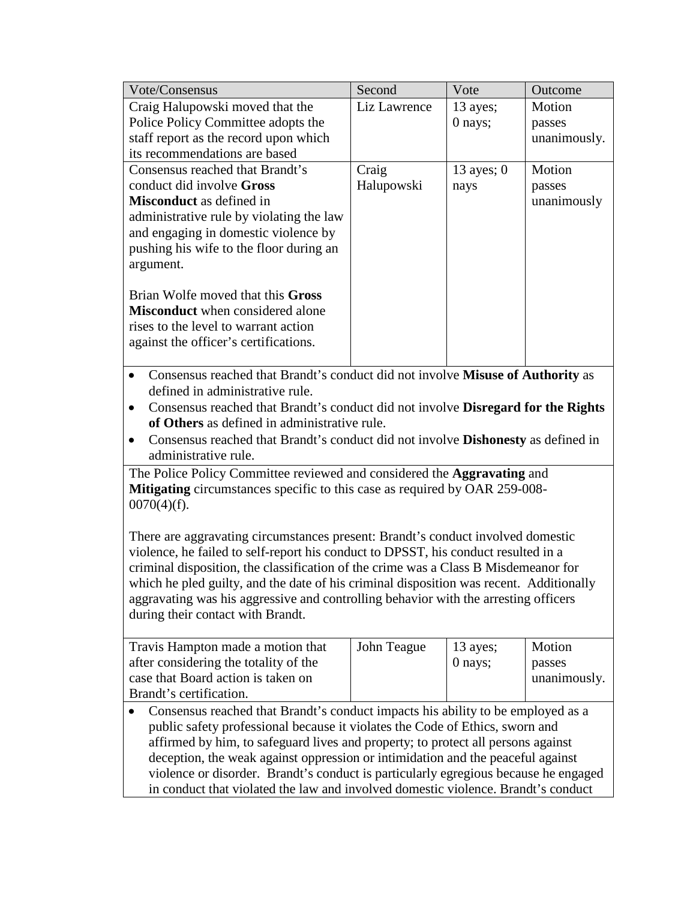| Vote/Consensus | Second | Vote | Outcome |
|---|---|---|---|
| Craig Halupowski moved that the Police Policy Committee adopts the staff report as the record upon which its recommendations are based | Liz Lawrence | 13 ayes; 0 nays; | Motion passes unanimously. |
| Consensus reached that Brandt's conduct did involve **Gross Misconduct** as defined in administrative rule by violating the law and engaging in domestic violence by pushing his wife to the floor during an argument.<br><br>Brian Wolfe moved that this **Gross Misconduct** when considered alone rises to the level to warrant action against the officer's certifications. | Craig Halupowski | 13 ayes; 0 nays | Motion passes unanimously |

- Consensus reached that Brandt's conduct did not involve **Misuse of Authority** as defined in administrative rule.
- Consensus reached that Brandt's conduct did not involve **Disregard for the Rights of Others** as defined in administrative rule.
- Consensus reached that Brandt's conduct did not involve **Dishonesty** as defined in administrative rule.

The Police Policy Committee reviewed and considered the **Aggravating** and **Mitigating** circumstances specific to this case as required by OAR 259-008-0070(4)(f).

There are aggravating circumstances present: Brandt's conduct involved domestic violence, he failed to self-report his conduct to DPSST, his conduct resulted in a criminal disposition, the classification of the crime was a Class B Misdemeanor for which he pled guilty, and the date of his criminal disposition was recent. Additionally aggravating was his aggressive and controlling behavior with the arresting officers during their contact with Brandt.

| Vote/Consensus | Second | Vote | Outcome |
|---|---|---|---|
| Travis Hampton made a motion that after considering the totality of the case that Board action is taken on Brandt's certification. | John Teague | 13 ayes; 0 nays; | Motion passes unanimously. |

- Consensus reached that Brandt's conduct impacts his ability to be employed as a public safety professional because it violates the Code of Ethics, sworn and affirmed by him, to safeguard lives and property; to protect all persons against deception, the weak against oppression or intimidation and the peaceful against violence or disorder. Brandt's conduct is particularly egregious because he engaged in conduct that violated the law and involved domestic violence. Brandt's conduct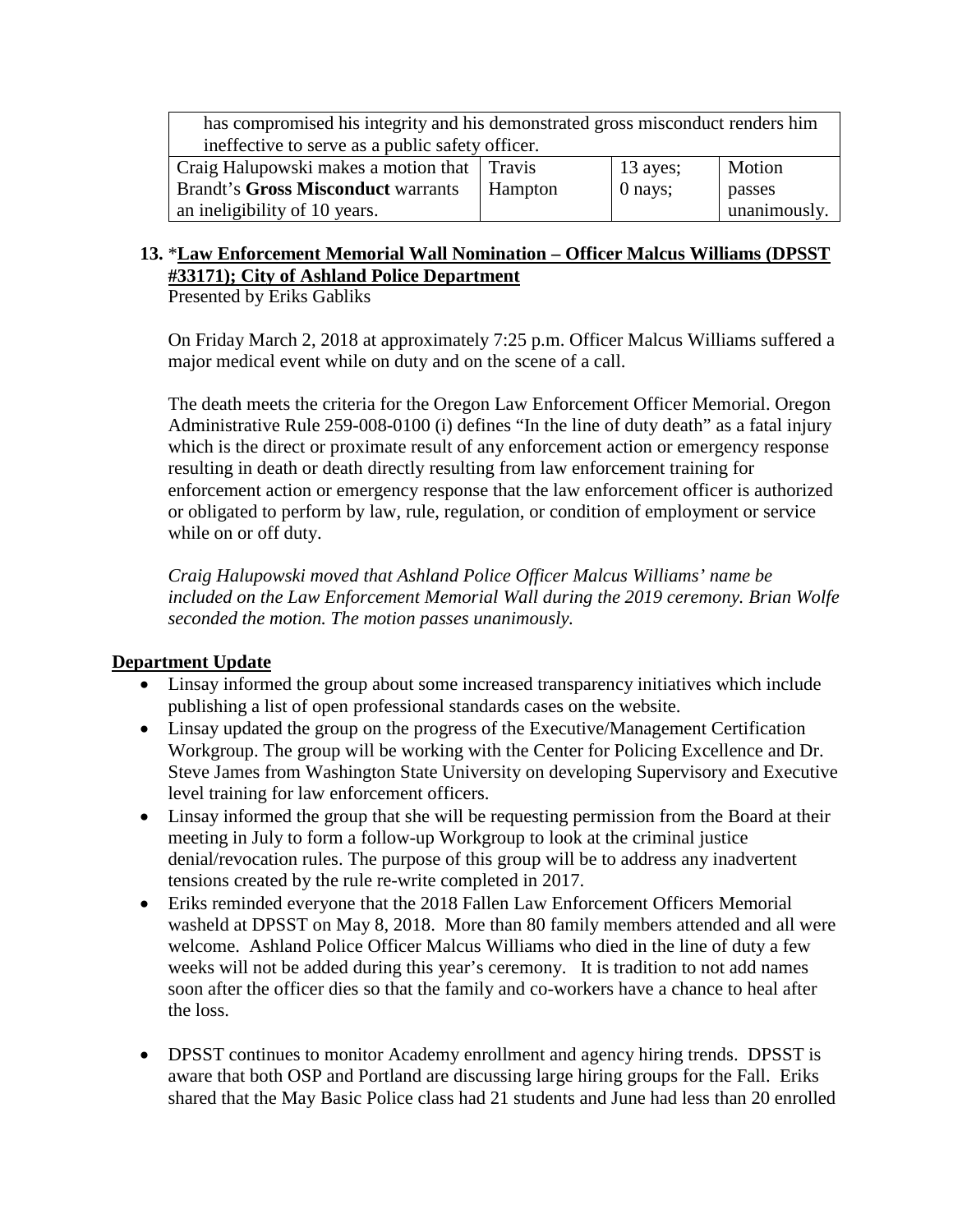| has compromised his integrity and his demonstrated gross misconduct renders him ineffective to serve as a public safety officer. | | | |
| --- | --- | --- | --- |
| Craig Halupowski makes a motion that Brandt's **Gross Misconduct** warrants an ineligibility of 10 years. | Travis Hampton | 13 ayes; 0 nays; | Motion passes unanimously. |

**13.** *__Law Enforcement Memorial Wall Nomination – Officer Malcus Williams (DPSST #33171); City of Ashland Police Department__

Presented by Eriks Gabliks

On Friday March 2, 2018 at approximately 7:25 p.m. Officer Malcus Williams suffered a major medical event while on duty and on the scene of a call.

The death meets the criteria for the Oregon Law Enforcement Officer Memorial. Oregon Administrative Rule 259-008-0100 (i) defines "In the line of duty death" as a fatal injury which is the direct or proximate result of any enforcement action or emergency response resulting in death or death directly resulting from law enforcement training for enforcement action or emergency response that the law enforcement officer is authorized or obligated to perform by law, rule, regulation, or condition of employment or service while on or off duty.

*Craig Halupowski moved that Ashland Police Officer Malcus Williams' name be included on the Law Enforcement Memorial Wall during the 2019 ceremony. Brian Wolfe seconded the motion. The motion passes unanimously.*

__Department Update__

- Linsay informed the group about some increased transparency initiatives which include publishing a list of open professional standards cases on the website.
- Linsay updated the group on the progress of the Executive/Management Certification Workgroup. The group will be working with the Center for Policing Excellence and Dr. Steve James from Washington State University on developing Supervisory and Executive level training for law enforcement officers.
- Linsay informed the group that she will be requesting permission from the Board at their meeting in July to form a follow-up Workgroup to look at the criminal justice denial/revocation rules. The purpose of this group will be to address any inadvertent tensions created by the rule re-write completed in 2017.
- Eriks reminded everyone that the 2018 Fallen Law Enforcement Officers Memorial washeld at DPSST on May 8, 2018. More than 80 family members attended and all were welcome. Ashland Police Officer Malcus Williams who died in the line of duty a few weeks will not be added during this year's ceremony. It is tradition to not add names soon after the officer dies so that the family and co-workers have a chance to heal after the loss.

- DPSST continues to monitor Academy enrollment and agency hiring trends. DPSST is aware that both OSP and Portland are discussing large hiring groups for the Fall. Eriks shared that the May Basic Police class had 21 students and June had less than 20 enrolled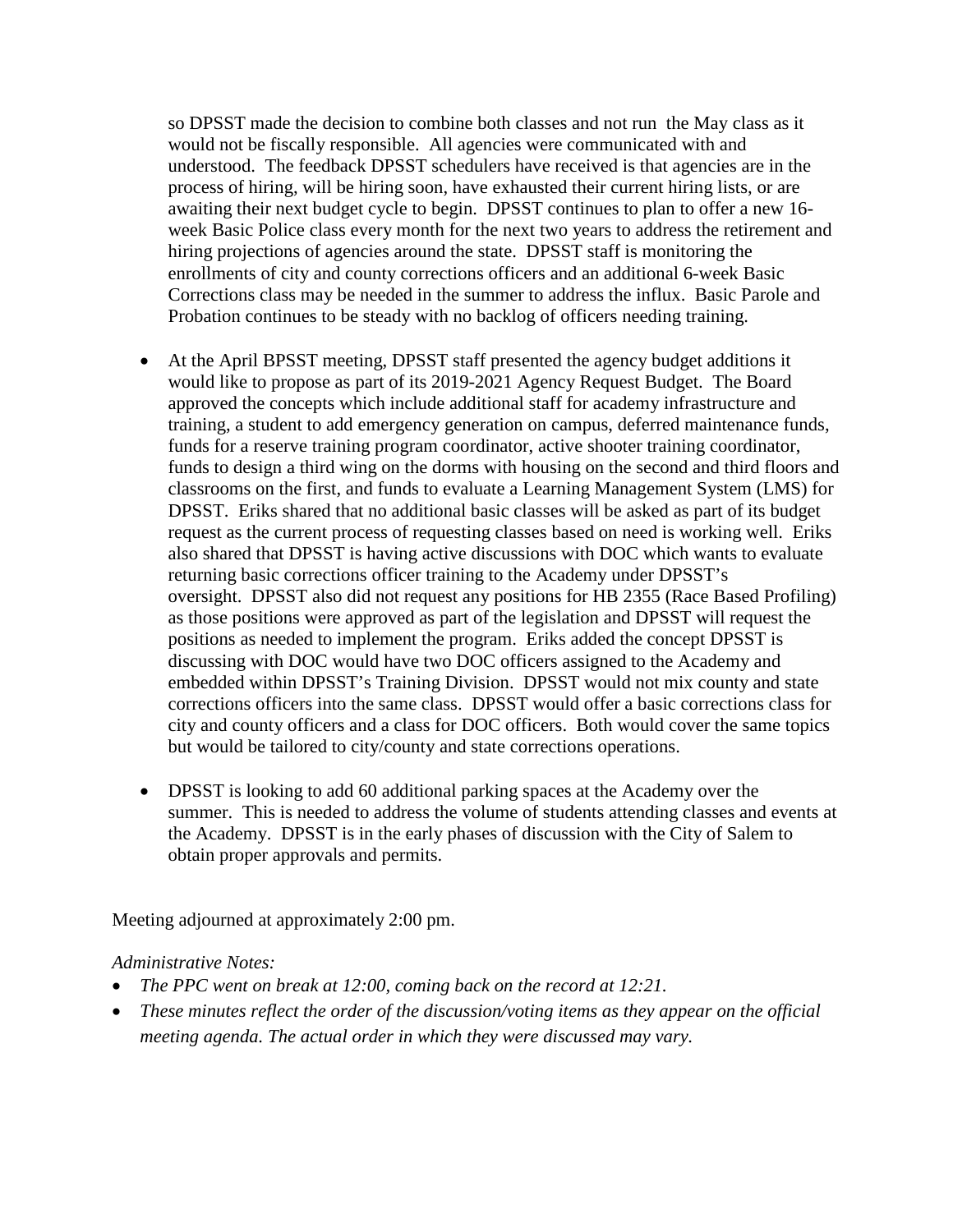so DPSST made the decision to combine both classes and not run the May class as it would not be fiscally responsible. All agencies were communicated with and understood. The feedback DPSST schedulers have received is that agencies are in the process of hiring, will be hiring soon, have exhausted their current hiring lists, or are awaiting their next budget cycle to begin. DPSST continues to plan to offer a new 16-week Basic Police class every month for the next two years to address the retirement and hiring projections of agencies around the state. DPSST staff is monitoring the enrollments of city and county corrections officers and an additional 6-week Basic Corrections class may be needed in the summer to address the influx. Basic Parole and Probation continues to be steady with no backlog of officers needing training.

- At the April BPSST meeting, DPSST staff presented the agency budget additions it would like to propose as part of its 2019-2021 Agency Request Budget. The Board approved the concepts which include additional staff for academy infrastructure and training, a student to add emergency generation on campus, deferred maintenance funds, funds for a reserve training program coordinator, active shooter training coordinator, funds to design a third wing on the dorms with housing on the second and third floors and classrooms on the first, and funds to evaluate a Learning Management System (LMS) for DPSST. Eriks shared that no additional basic classes will be asked as part of its budget request as the current process of requesting classes based on need is working well. Eriks also shared that DPSST is having active discussions with DOC which wants to evaluate returning basic corrections officer training to the Academy under DPSST's oversight. DPSST also did not request any positions for HB 2355 (Race Based Profiling) as those positions were approved as part of the legislation and DPSST will request the positions as needed to implement the program. Eriks added the concept DPSST is discussing with DOC would have two DOC officers assigned to the Academy and embedded within DPSST's Training Division. DPSST would not mix county and state corrections officers into the same class. DPSST would offer a basic corrections class for city and county officers and a class for DOC officers. Both would cover the same topics but would be tailored to city/county and state corrections operations.

- DPSST is looking to add 60 additional parking spaces at the Academy over the summer. This is needed to address the volume of students attending classes and events at the Academy. DPSST is in the early phases of discussion with the City of Salem to obtain proper approvals and permits.

Meeting adjourned at approximately 2:00 pm.

*Administrative Notes:*

- *The PPC went on break at 12:00, coming back on the record at 12:21.*
- *These minutes reflect the order of the discussion/voting items as they appear on the official meeting agenda. The actual order in which they were discussed may vary.*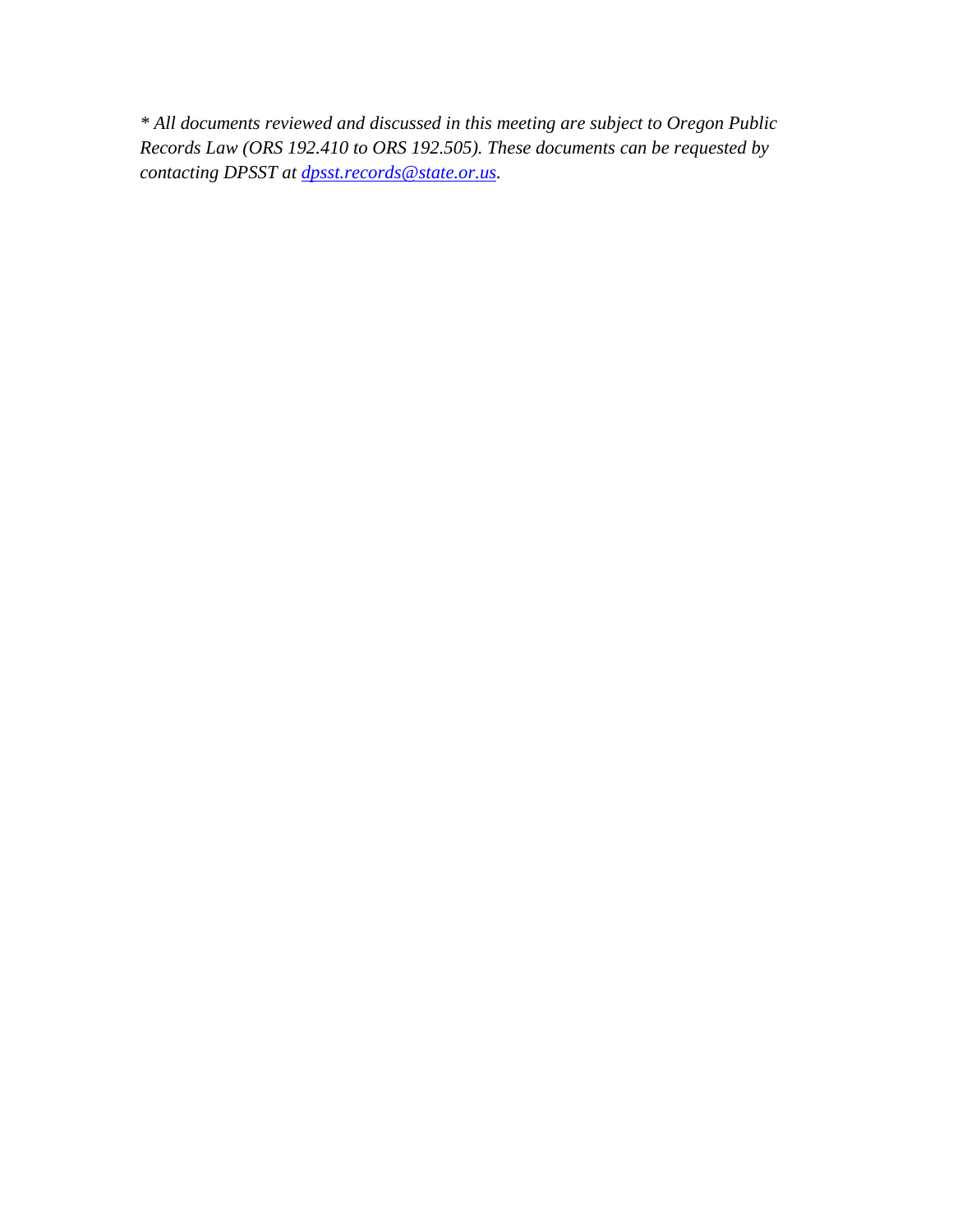*\* All documents reviewed and discussed in this meeting are subject to Oregon Public Records Law (ORS 192.410 to ORS 192.505). These documents can be requested by contacting DPSST at [dpsst.records@state.or.us](mailto:dpsst.records@state.or.us).*